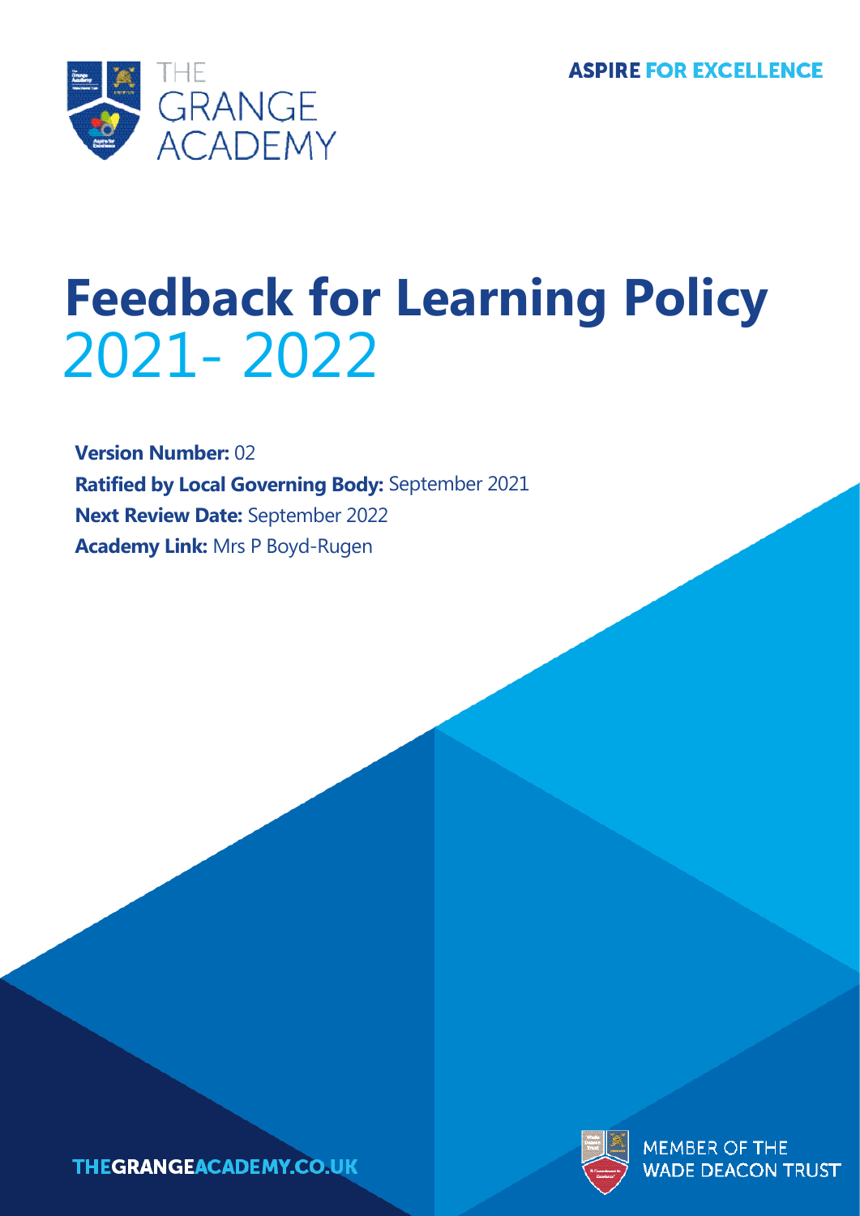THE GRANGE ACADEMY

ASPIRE FOR EXCELLENCE

# Feedback for Learning Policy
2021- 2022

**Version Number:** 02
**Ratified by Local Governing Body:** September 2021
**Next Review Date:** September 2022
**Academy Link:** Mrs P Boyd-Rugen

THEGRANGEACADEMY.CO.UK

MEMBER OF THE WADE DEACON TRUST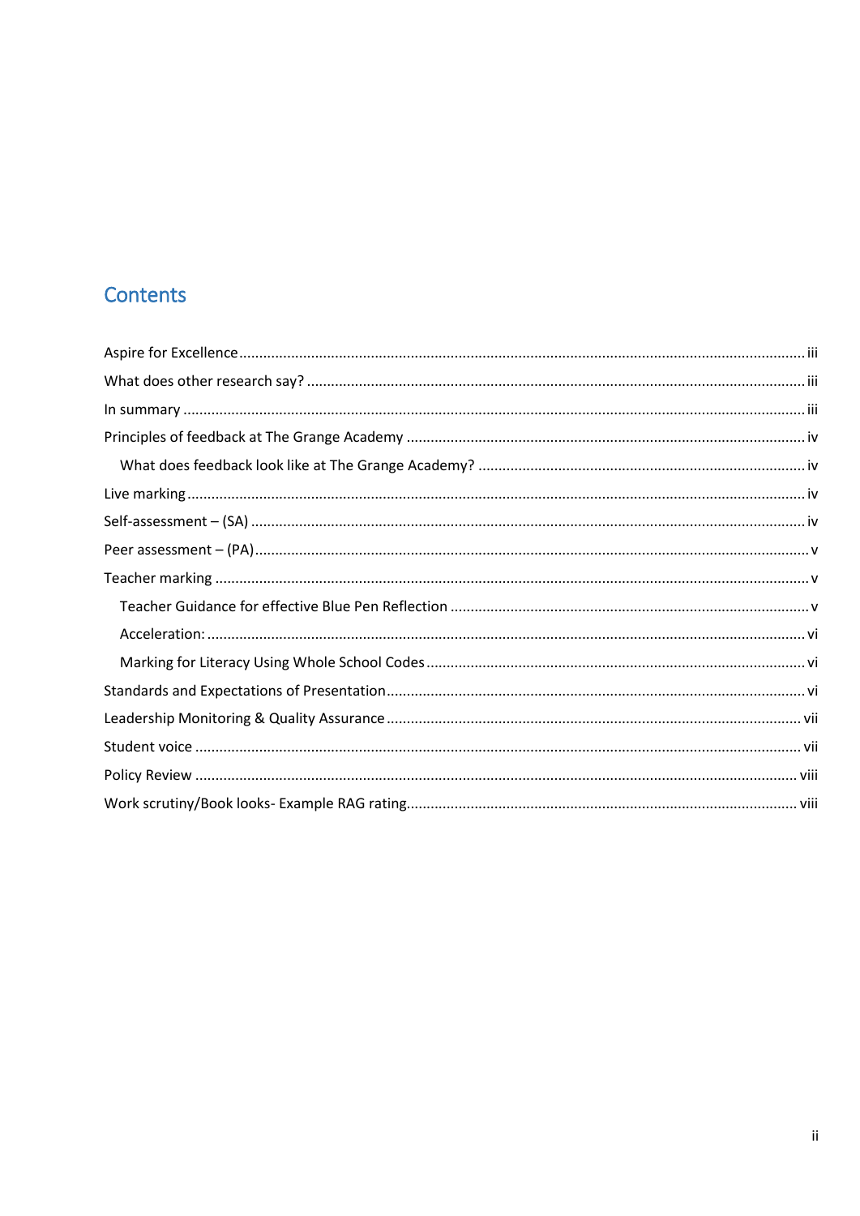## Contents

- Aspire for Excellence ..... iii
- What does other research say? ..... iii
- In summary ..... iii
- Principles of feedback at The Grange Academy ..... iv
  - What does feedback look like at The Grange Academy? ..... iv
- Live marking ..... iv
- Self-assessment – (SA) ..... iv
- Peer assessment – (PA) ..... v
- Teacher marking ..... v
  - Teacher Guidance for effective Blue Pen Reflection ..... v
  - Acceleration: ..... vi
  - Marking for Literacy Using Whole School Codes ..... vi
- Standards and Expectations of Presentation ..... vi
- Leadership Monitoring & Quality Assurance ..... vii
- Student voice ..... vii
- Policy Review ..... viii
- Work scrutiny/Book looks- Example RAG rating ..... viii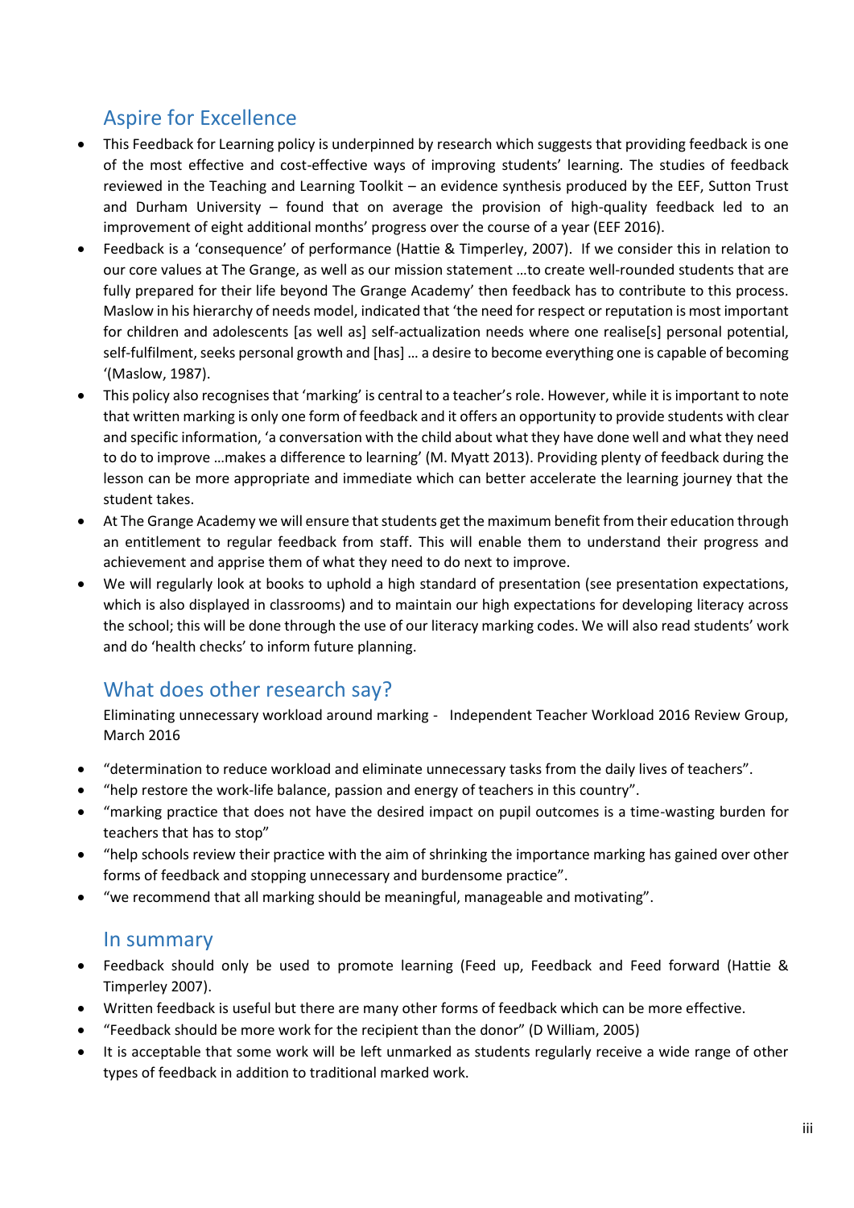## Aspire for Excellence

- This Feedback for Learning policy is underpinned by research which suggests that providing feedback is one of the most effective and cost-effective ways of improving students' learning. The studies of feedback reviewed in the Teaching and Learning Toolkit – an evidence synthesis produced by the EEF, Sutton Trust and Durham University – found that on average the provision of high-quality feedback led to an improvement of eight additional months' progress over the course of a year (EEF 2016).
- Feedback is a 'consequence' of performance (Hattie & Timperley, 2007). If we consider this in relation to our core values at The Grange, as well as our mission statement …to create well-rounded students that are fully prepared for their life beyond The Grange Academy' then feedback has to contribute to this process. Maslow in his hierarchy of needs model, indicated that 'the need for respect or reputation is most important for children and adolescents [as well as] self-actualization needs where one realise[s] personal potential, self-fulfilment, seeks personal growth and [has] … a desire to become everything one is capable of becoming '(Maslow, 1987).
- This policy also recognises that 'marking' is central to a teacher's role. However, while it is important to note that written marking is only one form of feedback and it offers an opportunity to provide students with clear and specific information, 'a conversation with the child about what they have done well and what they need to do to improve …makes a difference to learning' (M. Myatt 2013). Providing plenty of feedback during the lesson can be more appropriate and immediate which can better accelerate the learning journey that the student takes.
- At The Grange Academy we will ensure that students get the maximum benefit from their education through an entitlement to regular feedback from staff. This will enable them to understand their progress and achievement and apprise them of what they need to do next to improve.
- We will regularly look at books to uphold a high standard of presentation (see presentation expectations, which is also displayed in classrooms) and to maintain our high expectations for developing literacy across the school; this will be done through the use of our literacy marking codes. We will also read students' work and do 'health checks' to inform future planning.

## What does other research say?

Eliminating unnecessary workload around marking - Independent Teacher Workload 2016 Review Group, March 2016

- "determination to reduce workload and eliminate unnecessary tasks from the daily lives of teachers".
- "help restore the work-life balance, passion and energy of teachers in this country".
- "marking practice that does not have the desired impact on pupil outcomes is a time-wasting burden for teachers that has to stop"
- "help schools review their practice with the aim of shrinking the importance marking has gained over other forms of feedback and stopping unnecessary and burdensome practice".
- "we recommend that all marking should be meaningful, manageable and motivating".

## In summary

- Feedback should only be used to promote learning (Feed up, Feedback and Feed forward (Hattie & Timperley 2007).
- Written feedback is useful but there are many other forms of feedback which can be more effective.
- "Feedback should be more work for the recipient than the donor" (D William, 2005)
- It is acceptable that some work will be left unmarked as students regularly receive a wide range of other types of feedback in addition to traditional marked work.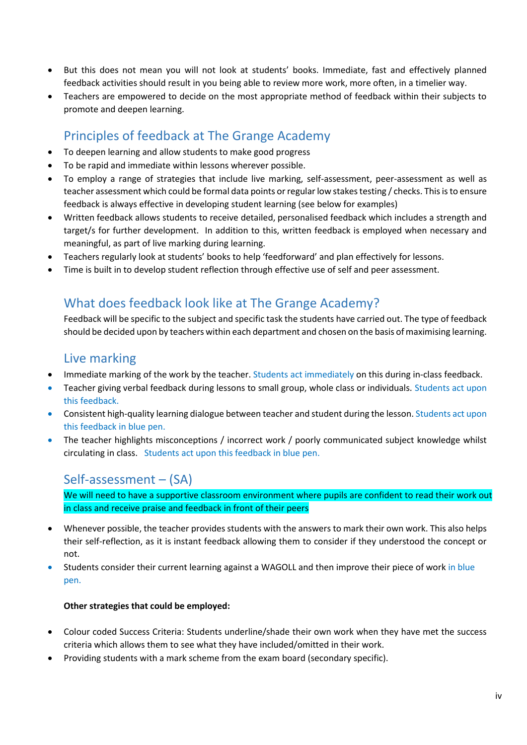- But this does not mean you will not look at students' books. Immediate, fast and effectively planned feedback activities should result in you being able to review more work, more often, in a timelier way.
- Teachers are empowered to decide on the most appropriate method of feedback within their subjects to promote and deepen learning.

## Principles of feedback at The Grange Academy

- To deepen learning and allow students to make good progress
- To be rapid and immediate within lessons wherever possible.
- To employ a range of strategies that include live marking, self-assessment, peer-assessment as well as teacher assessment which could be formal data points or regular low stakes testing / checks. This is to ensure feedback is always effective in developing student learning (see below for examples)
- Written feedback allows students to receive detailed, personalised feedback which includes a strength and target/s for further development. In addition to this, written feedback is employed when necessary and meaningful, as part of live marking during learning.
- Teachers regularly look at students' books to help 'feedforward' and plan effectively for lessons.
- Time is built in to develop student reflection through effective use of self and peer assessment.

## What does feedback look like at The Grange Academy?

Feedback will be specific to the subject and specific task the students have carried out. The type of feedback should be decided upon by teachers within each department and chosen on the basis of maximising learning.

## Live marking

- Immediate marking of the work by the teacher. Students act immediately on this during in-class feedback.
- Teacher giving verbal feedback during lessons to small group, whole class or individuals. Students act upon this feedback.
- Consistent high-quality learning dialogue between teacher and student during the lesson. Students act upon this feedback in blue pen.
- The teacher highlights misconceptions / incorrect work / poorly communicated subject knowledge whilst circulating in class. Students act upon this feedback in blue pen.

## Self-assessment – (SA)

We will need to have a supportive classroom environment where pupils are confident to read their work out in class and receive praise and feedback in front of their peers

- Whenever possible, the teacher provides students with the answers to mark their own work. This also helps their self-reflection, as it is instant feedback allowing them to consider if they understood the concept or not.
- Students consider their current learning against a WAGOLL and then improve their piece of work in blue pen.

**Other strategies that could be employed:**

- Colour coded Success Criteria: Students underline/shade their own work when they have met the success criteria which allows them to see what they have included/omitted in their work.
- Providing students with a mark scheme from the exam board (secondary specific).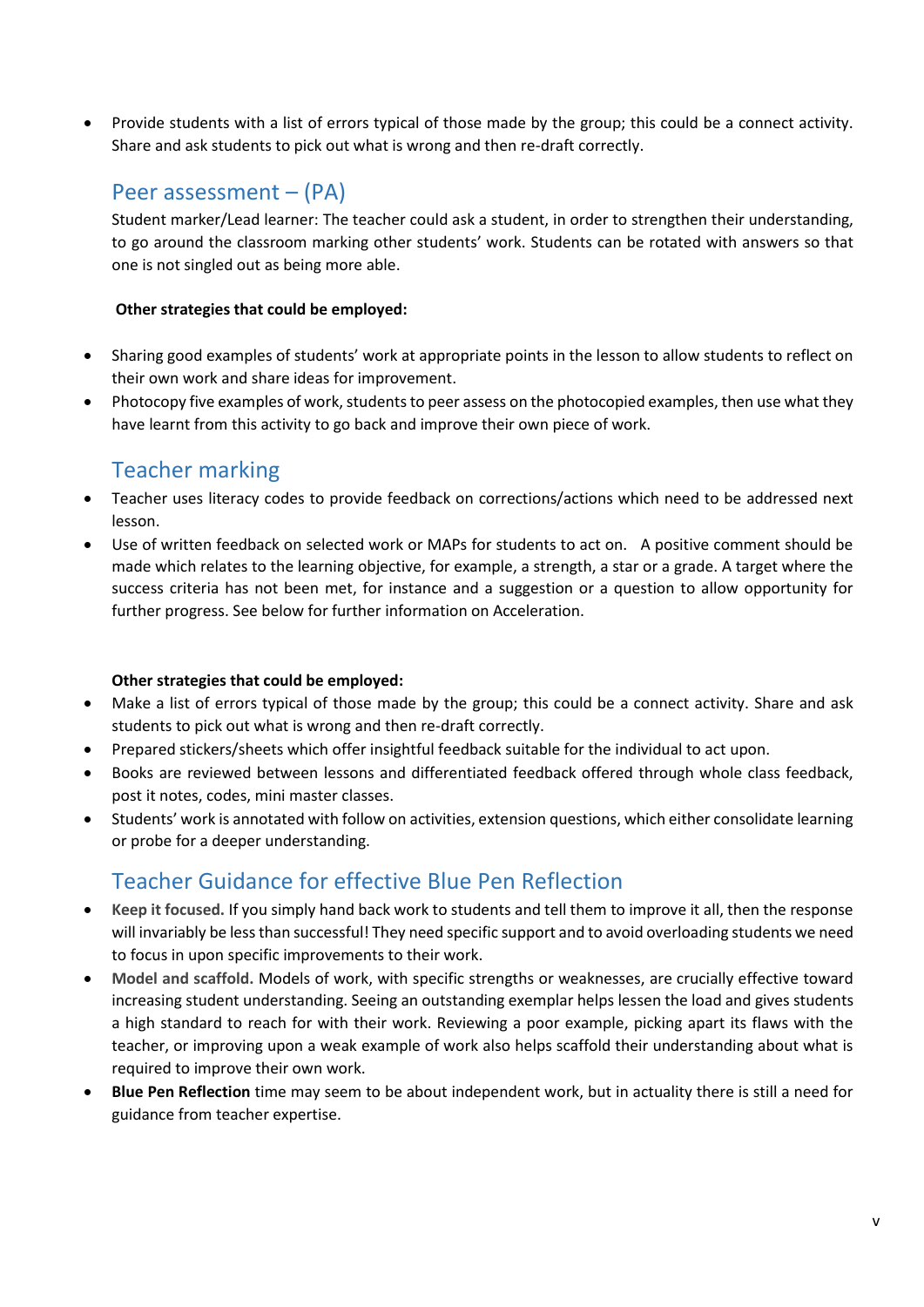- Provide students with a list of errors typical of those made by the group; this could be a connect activity. Share and ask students to pick out what is wrong and then re-draft correctly.

## Peer assessment – (PA)

Student marker/Lead learner: The teacher could ask a student, in order to strengthen their understanding, to go around the classroom marking other students' work. Students can be rotated with answers so that one is not singled out as being more able.

**Other strategies that could be employed:**

- Sharing good examples of students' work at appropriate points in the lesson to allow students to reflect on their own work and share ideas for improvement.
- Photocopy five examples of work, students to peer assess on the photocopied examples, then use what they have learnt from this activity to go back and improve their own piece of work.

## Teacher marking

- Teacher uses literacy codes to provide feedback on corrections/actions which need to be addressed next lesson.
- Use of written feedback on selected work or MAPs for students to act on. A positive comment should be made which relates to the learning objective, for example, a strength, a star or a grade. A target where the success criteria has not been met, for instance and a suggestion or a question to allow opportunity for further progress. See below for further information on Acceleration.

**Other strategies that could be employed:**

- Make a list of errors typical of those made by the group; this could be a connect activity. Share and ask students to pick out what is wrong and then re-draft correctly.
- Prepared stickers/sheets which offer insightful feedback suitable for the individual to act upon.
- Books are reviewed between lessons and differentiated feedback offered through whole class feedback, post it notes, codes, mini master classes.
- Students' work is annotated with follow on activities, extension questions, which either consolidate learning or probe for a deeper understanding.

## Teacher Guidance for effective Blue Pen Reflection

- **Keep it focused.** If you simply hand back work to students and tell them to improve it all, then the response will invariably be less than successful! They need specific support and to avoid overloading students we need to focus in upon specific improvements to their work.
- **Model and scaffold.** Models of work, with specific strengths or weaknesses, are crucially effective toward increasing student understanding. Seeing an outstanding exemplar helps lessen the load and gives students a high standard to reach for with their work. Reviewing a poor example, picking apart its flaws with the teacher, or improving upon a weak example of work also helps scaffold their understanding about what is required to improve their own work.
- **Blue Pen Reflection** time may seem to be about independent work, but in actuality there is still a need for guidance from teacher expertise.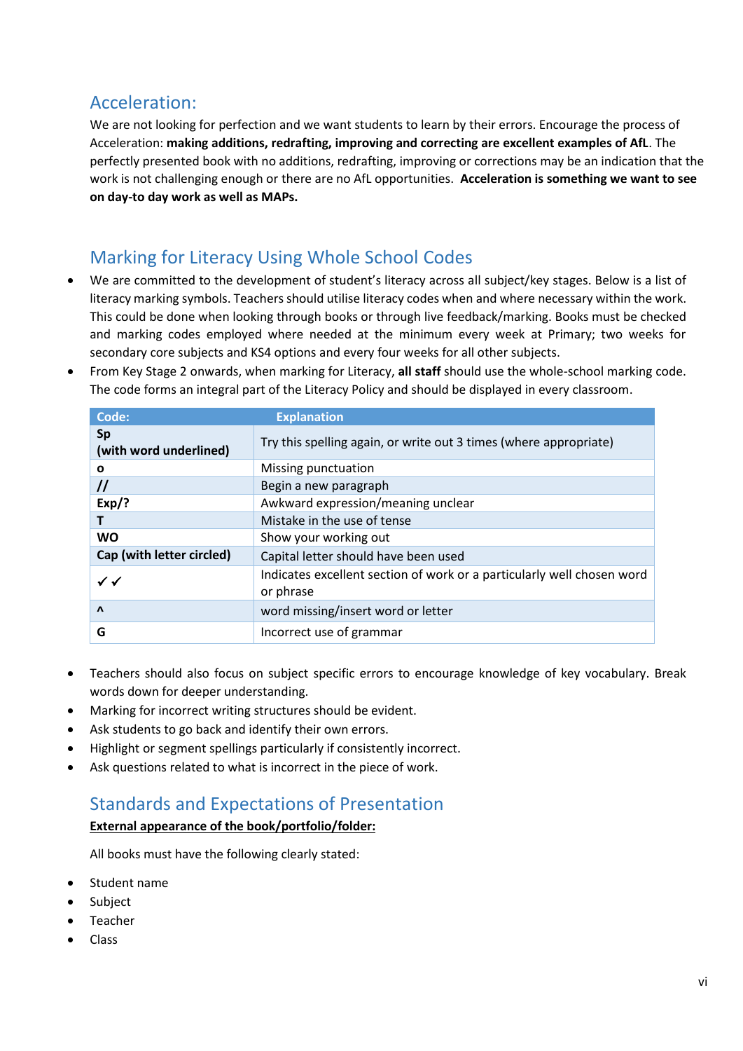## Acceleration:

We are not looking for perfection and we want students to learn by their errors. Encourage the process of Acceleration: **making additions, redrafting, improving and correcting are excellent examples of AfL**. The perfectly presented book with no additions, redrafting, improving or corrections may be an indication that the work is not challenging enough or there are no AfL opportunities. **Acceleration is something we want to see on day-to day work as well as MAPs.**

## Marking for Literacy Using Whole School Codes

- We are committed to the development of student's literacy across all subject/key stages. Below is a list of literacy marking symbols. Teachers should utilise literacy codes when and where necessary within the work. This could be done when looking through books or through live feedback/marking. Books must be checked and marking codes employed where needed at the minimum every week at Primary; two weeks for secondary core subjects and KS4 options and every four weeks for all other subjects.
- From Key Stage 2 onwards, when marking for Literacy, **all staff** should use the whole-school marking code. The code forms an integral part of the Literacy Policy and should be displayed in every classroom.

| Code: | Explanation |
|---|---|
| **Sp (with word underlined)** | Try this spelling again, or write out 3 times (where appropriate) |
| **o** | Missing punctuation |
| **//** | Begin a new paragraph |
| **Exp/?** | Awkward expression/meaning unclear |
| **T** | Mistake in the use of tense |
| **WO** | Show your working out |
| **Cap (with letter circled)** | Capital letter should have been used |
| ✓✓ | Indicates excellent section of work or a particularly well chosen word or phrase |
| **^** | word missing/insert word or letter |
| **G** | Incorrect use of grammar |

- Teachers should also focus on subject specific errors to encourage knowledge of key vocabulary. Break words down for deeper understanding.
- Marking for incorrect writing structures should be evident.
- Ask students to go back and identify their own errors.
- Highlight or segment spellings particularly if consistently incorrect.
- Ask questions related to what is incorrect in the piece of work.

## Standards and Expectations of Presentation

**External appearance of the book/portfolio/folder:**

All books must have the following clearly stated:

- Student name
- Subject
- Teacher
- Class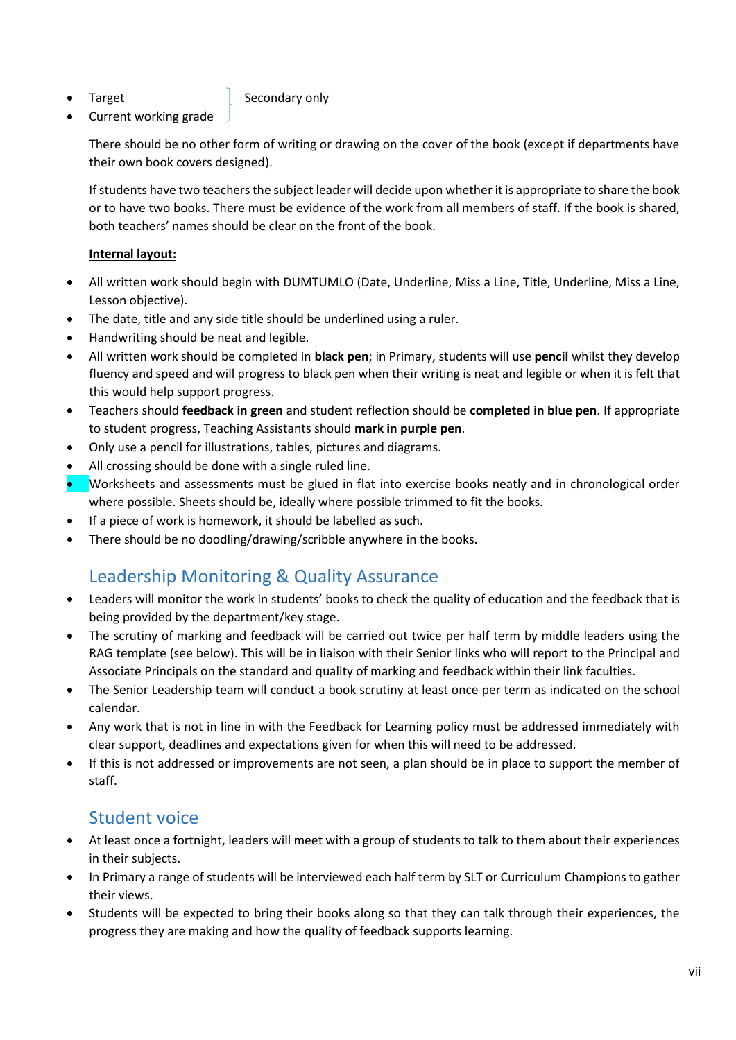- Target
- Current working grade

Secondary only (Target; Current working grade)

There should be no other form of writing or drawing on the cover of the book (except if departments have their own book covers designed).

If students have two teachers the subject leader will decide upon whether it is appropriate to share the book or to have two books. There must be evidence of the work from all members of staff. If the book is shared, both teachers' names should be clear on the front of the book.

**Internal layout:**

- All written work should begin with DUMTUMLO (Date, Underline, Miss a Line, Title, Underline, Miss a Line, Lesson objective).
- The date, title and any side title should be underlined using a ruler.
- Handwriting should be neat and legible.
- All written work should be completed in **black pen**; in Primary, students will use **pencil** whilst they develop fluency and speed and will progress to black pen when their writing is neat and legible or when it is felt that this would help support progress.
- Teachers should **feedback in green** and student reflection should be **completed in blue pen**. If appropriate to student progress, Teaching Assistants should **mark in purple pen**.
- Only use a pencil for illustrations, tables, pictures and diagrams.
- All crossing should be done with a single ruled line.
- Worksheets and assessments must be glued in flat into exercise books neatly and in chronological order where possible. Sheets should be, ideally where possible trimmed to fit the books.
- If a piece of work is homework, it should be labelled as such.
- There should be no doodling/drawing/scribble anywhere in the books.

## Leadership Monitoring & Quality Assurance

- Leaders will monitor the work in students' books to check the quality of education and the feedback that is being provided by the department/key stage.
- The scrutiny of marking and feedback will be carried out twice per half term by middle leaders using the RAG template (see below). This will be in liaison with their Senior links who will report to the Principal and Associate Principals on the standard and quality of marking and feedback within their link faculties.
- The Senior Leadership team will conduct a book scrutiny at least once per term as indicated on the school calendar.
- Any work that is not in line in with the Feedback for Learning policy must be addressed immediately with clear support, deadlines and expectations given for when this will need to be addressed.
- If this is not addressed or improvements are not seen, a plan should be in place to support the member of staff.

## Student voice

- At least once a fortnight, leaders will meet with a group of students to talk to them about their experiences in their subjects.
- In Primary a range of students will be interviewed each half term by SLT or Curriculum Champions to gather their views.
- Students will be expected to bring their books along so that they can talk through their experiences, the progress they are making and how the quality of feedback supports learning.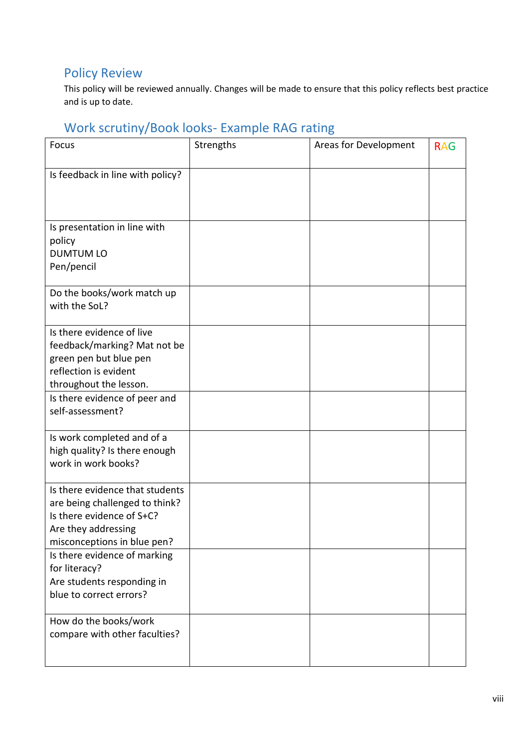## Policy Review

This policy will be reviewed annually. Changes will be made to ensure that this policy reflects best practice and is up to date.

## Work scrutiny/Book looks- Example RAG rating

| Focus | Strengths | Areas for Development | RAG |
|---|---|---|---|
| Is feedback in line with policy? | | | |
| Is presentation in line with policy<br>DUMTUM LO<br>Pen/pencil | | | |
| Do the books/work match up with the SoL? | | | |
| Is there evidence of live feedback/marking? Mat not be green pen but blue pen reflection is evident throughout the lesson. | | | |
| Is there evidence of peer and self-assessment? | | | |
| Is work completed and of a high quality? Is there enough work in work books? | | | |
| Is there evidence that students are being challenged to think?<br>Is there evidence of S+C?<br>Are they addressing misconceptions in blue pen? | | | |
| Is there evidence of marking for literacy?<br>Are students responding in blue to correct errors? | | | |
| How do the books/work compare with other faculties? | | | |